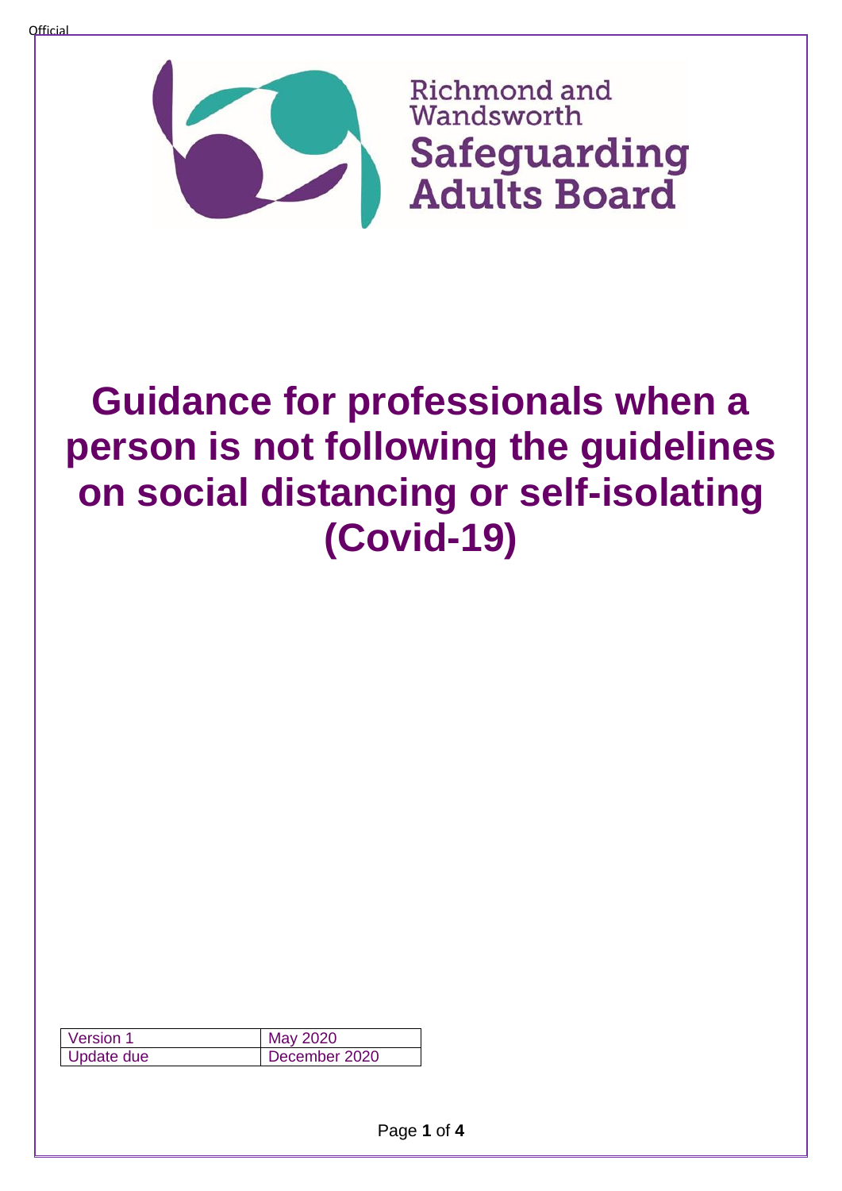Official

Richmond and Wandsworth
Safeguarding Adults Board

# Guidance for professionals when a person is not following the guidelines on social distancing or self-isolating (Covid-19)

| Version 1 | May 2020 |
| --- | --- |
| Update due | December 2020 |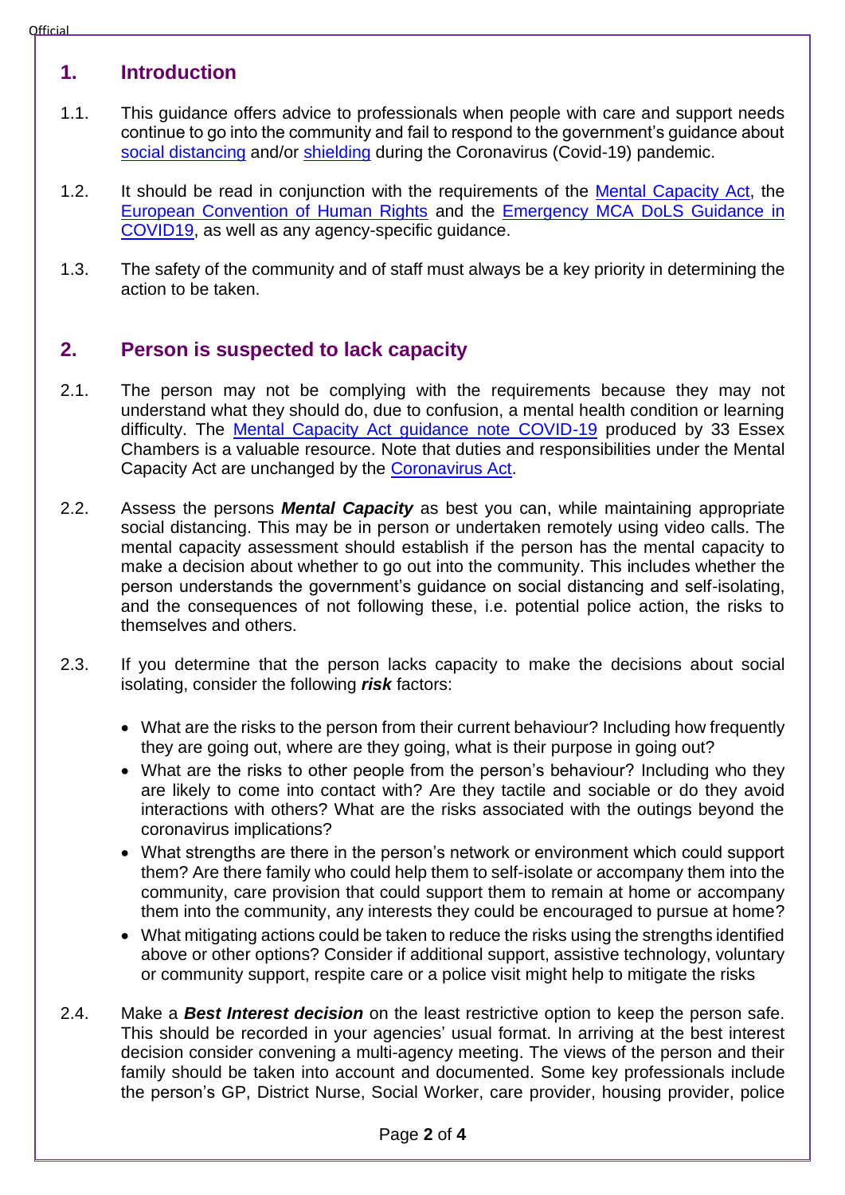## 1. Introduction

1.1. This guidance offers advice to professionals when people with care and support needs continue to go into the community and fail to respond to the government's guidance about social distancing and/or shielding during the Coronavirus (Covid-19) pandemic.

1.2. It should be read in conjunction with the requirements of the Mental Capacity Act, the European Convention of Human Rights and the Emergency MCA DoLS Guidance in COVID19, as well as any agency-specific guidance.

1.3. The safety of the community and of staff must always be a key priority in determining the action to be taken.

## 2. Person is suspected to lack capacity

2.1. The person may not be complying with the requirements because they may not understand what they should do, due to confusion, a mental health condition or learning difficulty. The Mental Capacity Act guidance note COVID-19 produced by 33 Essex Chambers is a valuable resource. Note that duties and responsibilities under the Mental Capacity Act are unchanged by the Coronavirus Act.

2.2. Assess the persons ***Mental Capacity*** as best you can, while maintaining appropriate social distancing. This may be in person or undertaken remotely using video calls. The mental capacity assessment should establish if the person has the mental capacity to make a decision about whether to go out into the community. This includes whether the person understands the government's guidance on social distancing and self-isolating, and the consequences of not following these, i.e. potential police action, the risks to themselves and others.

2.3. If you determine that the person lacks capacity to make the decisions about social isolating, consider the following ***risk*** factors:

- What are the risks to the person from their current behaviour? Including how frequently they are going out, where are they going, what is their purpose in going out?
- What are the risks to other people from the person's behaviour? Including who they are likely to come into contact with? Are they tactile and sociable or do they avoid interactions with others? What are the risks associated with the outings beyond the coronavirus implications?
- What strengths are there in the person's network or environment which could support them? Are there family who could help them to self-isolate or accompany them into the community, care provision that could support them to remain at home or accompany them into the community, any interests they could be encouraged to pursue at home?
- What mitigating actions could be taken to reduce the risks using the strengths identified above or other options? Consider if additional support, assistive technology, voluntary or community support, respite care or a police visit might help to mitigate the risks

2.4. Make a ***Best Interest decision*** on the least restrictive option to keep the person safe. This should be recorded in your agencies' usual format. In arriving at the best interest decision consider convening a multi-agency meeting. The views of the person and their family should be taken into account and documented. Some key professionals include the person's GP, District Nurse, Social Worker, care provider, housing provider, police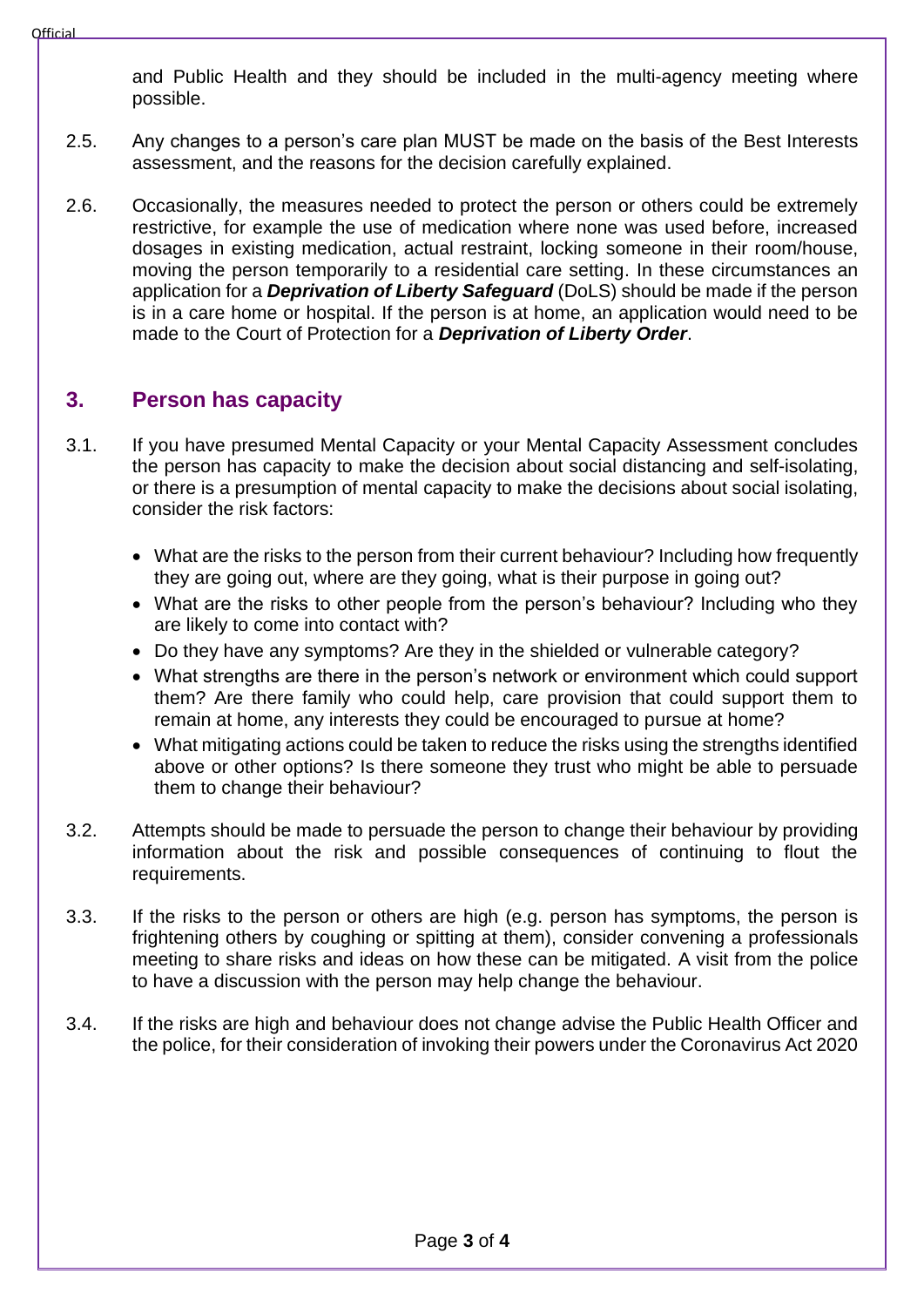and Public Health and they should be included in the multi-agency meeting where possible.

2.5. Any changes to a person's care plan MUST be made on the basis of the Best Interests assessment, and the reasons for the decision carefully explained.

2.6. Occasionally, the measures needed to protect the person or others could be extremely restrictive, for example the use of medication where none was used before, increased dosages in existing medication, actual restraint, locking someone in their room/house, moving the person temporarily to a residential care setting. In these circumstances an application for a ***Deprivation of Liberty Safeguard*** (DoLS) should be made if the person is in a care home or hospital. If the person is at home, an application would need to be made to the Court of Protection for a ***Deprivation of Liberty Order***.

## 3. Person has capacity

3.1. If you have presumed Mental Capacity or your Mental Capacity Assessment concludes the person has capacity to make the decision about social distancing and self-isolating, or there is a presumption of mental capacity to make the decisions about social isolating, consider the risk factors:

- What are the risks to the person from their current behaviour? Including how frequently they are going out, where are they going, what is their purpose in going out?
- What are the risks to other people from the person's behaviour? Including who they are likely to come into contact with?
- Do they have any symptoms? Are they in the shielded or vulnerable category?
- What strengths are there in the person's network or environment which could support them? Are there family who could help, care provision that could support them to remain at home, any interests they could be encouraged to pursue at home?
- What mitigating actions could be taken to reduce the risks using the strengths identified above or other options? Is there someone they trust who might be able to persuade them to change their behaviour?

3.2. Attempts should be made to persuade the person to change their behaviour by providing information about the risk and possible consequences of continuing to flout the requirements.

3.3. If the risks to the person or others are high (e.g. person has symptoms, the person is frightening others by coughing or spitting at them), consider convening a professionals meeting to share risks and ideas on how these can be mitigated. A visit from the police to have a discussion with the person may help change the behaviour.

3.4. If the risks are high and behaviour does not change advise the Public Health Officer and the police, for their consideration of invoking their powers under the Coronavirus Act 2020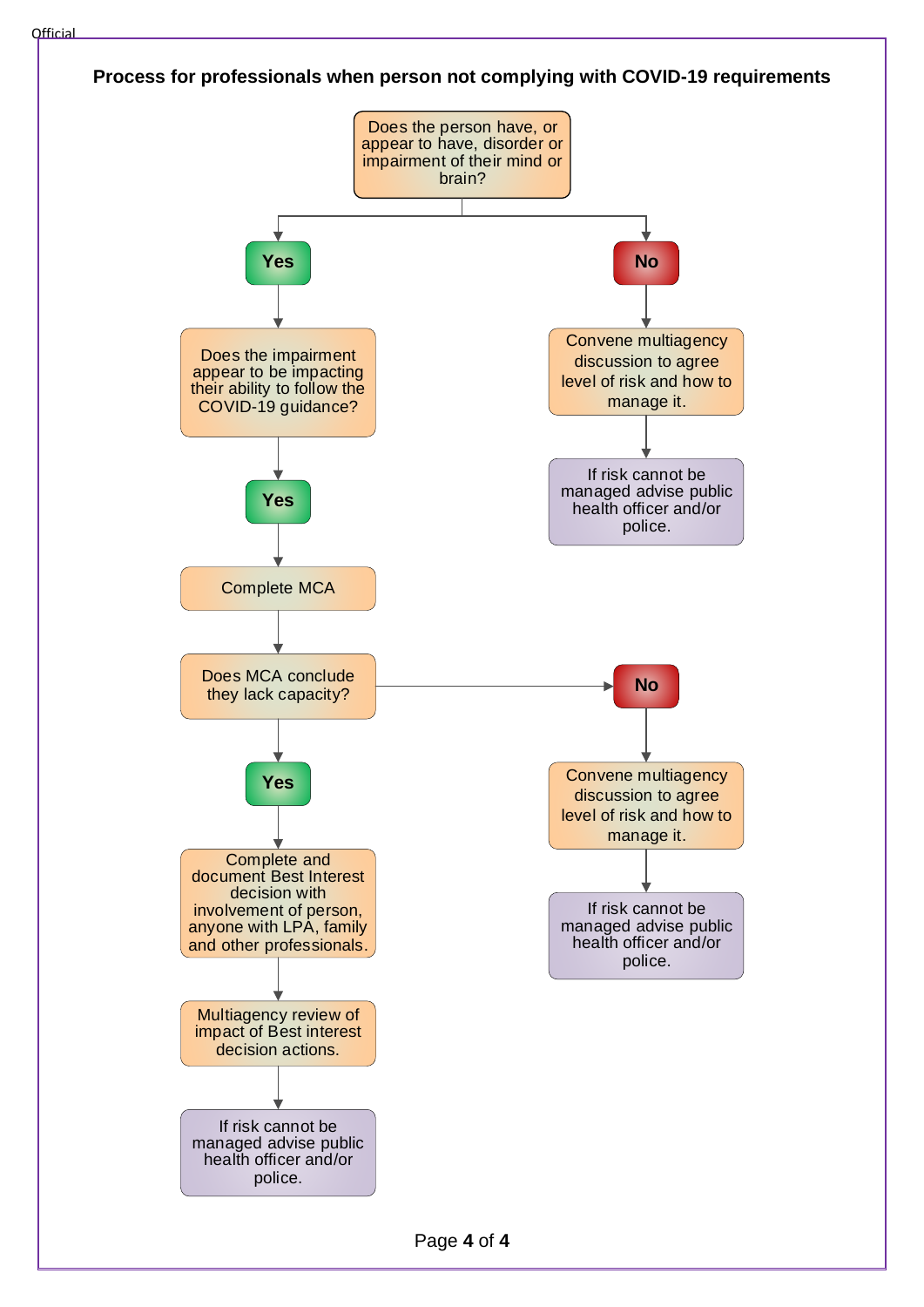## Process for professionals when person not complying with COVID-19 requirements

Does the person have, or appear to have, disorder or impairment of their mind or brain?

Yes

Does the impairment appear to be impacting their ability to follow the COVID-19 guidance?

Yes

Complete MCA

Does MCA conclude they lack capacity?

Yes

Complete and document Best Interest decision with involvement of person, anyone with LPA, family and other professionals.

Multiagency review of impact of Best interest decision actions.

If risk cannot be managed advise public health officer and/or police.

No

Convene multiagency discussion to agree level of risk and how to manage it.

If risk cannot be managed advise public health officer and/or police.

No

Convene multiagency discussion to agree level of risk and how to manage it.

If risk cannot be managed advise public health officer and/or police.